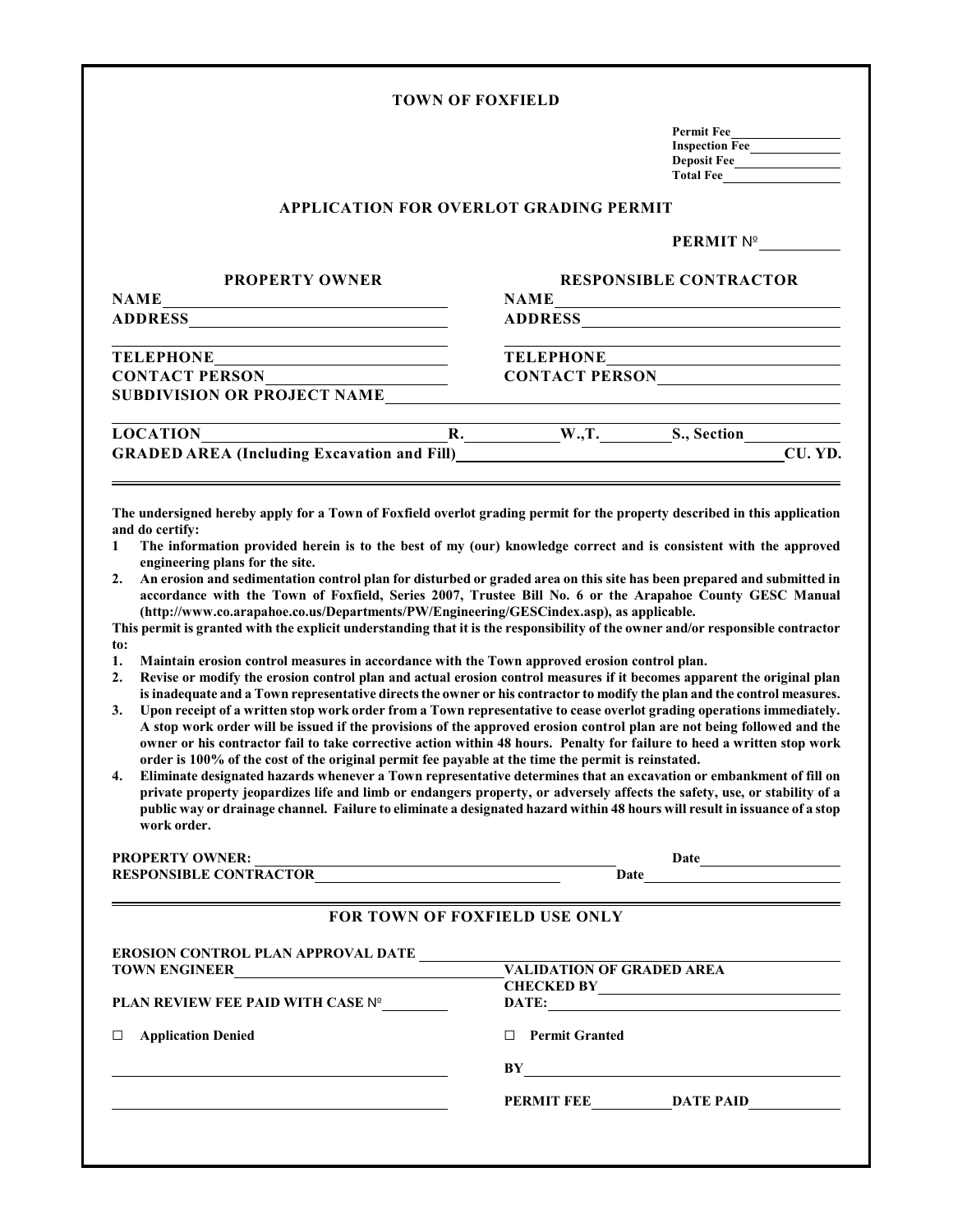# TOWN OF FOXFIELD

**Permit Fee** ________________
**Inspection Fee** ________________
**Deposit Fee** ________________
**Total Fee** ________________

## APPLICATION FOR OVERLOT GRADING PERMIT

**PERMIT №** __________

| **PROPERTY OWNER** | **RESPONSIBLE CONTRACTOR** |
|---|---|
| **NAME** ____________________ | **NAME** ____________________ |
| **ADDRESS** ____________________ | **ADDRESS** ____________________ |
| ____________________ | ____________________ |
| **TELEPHONE** ____________________ | **TELEPHONE** ____________________ |
| **CONTACT PERSON** ____________________ | **CONTACT PERSON** ____________________ |

**SUBDIVISION OR PROJECT NAME** ____________________

**LOCATION** ____________ **R.** ________ **W.,T.** ________ **S., Section** ________

**GRADED AREA (Including Excavation and Fill)** ____________________ **CU. YD.**

---

**The undersigned hereby apply for a Town of Foxfield overlot grading permit for the property described in this application and do certify:**

1. **The information provided herein is to the best of my (our) knowledge correct and is consistent with the approved engineering plans for the site.**
2. **An erosion and sedimentation control plan for disturbed or graded area on this site has been prepared and submitted in accordance with the Town of Foxfield, Series 2007, Trustee Bill No. 6 or the Arapahoe County GESC Manual (http://www.co.arapahoe.co.us/Departments/PW/Engineering/GESCindex.asp), as applicable.**

**This permit is granted with the explicit understanding that it is the responsibility of the owner and/or responsible contractor to:**

1. **Maintain erosion control measures in accordance with the Town approved erosion control plan.**
2. **Revise or modify the erosion control plan and actual erosion control measures if it becomes apparent the original plan is inadequate and a Town representative directs the owner or his contractor to modify the plan and the control measures.**
3. **Upon receipt of a written stop work order from a Town representative to cease overlot grading operations immediately. A stop work order will be issued if the provisions of the approved erosion control plan are not being followed and the owner or his contractor fail to take corrective action within 48 hours. Penalty for failure to heed a written stop work order is 100% of the cost of the original permit fee payable at the time the permit is reinstated.**
4. **Eliminate designated hazards whenever a Town representative determines that an excavation or embankment of fill on private property jeopardizes life and limb or endangers property, or adversely affects the safety, use, or stability of a public way or drainage channel. Failure to eliminate a designated hazard within 48 hours will result in issuance of a stop work order.**

**PROPERTY OWNER:** ____________________ **Date** ____________

**RESPONSIBLE CONTRACTOR** ____________________ **Date** ____________

---

## FOR TOWN OF FOXFIELD USE ONLY

**EROSION CONTROL PLAN APPROVAL DATE** ____________________

**TOWN ENGINEER** ____________________

**VALIDATION OF GRADED AREA**
**CHECKED BY** ____________________
**DATE:** ____________________

**PLAN REVIEW FEE PAID WITH CASE №** __________

☐ **Application Denied**

____________________

____________________

☐ **Permit Granted**

**BY** ____________________

**PERMIT FEE** __________ **DATE PAID** __________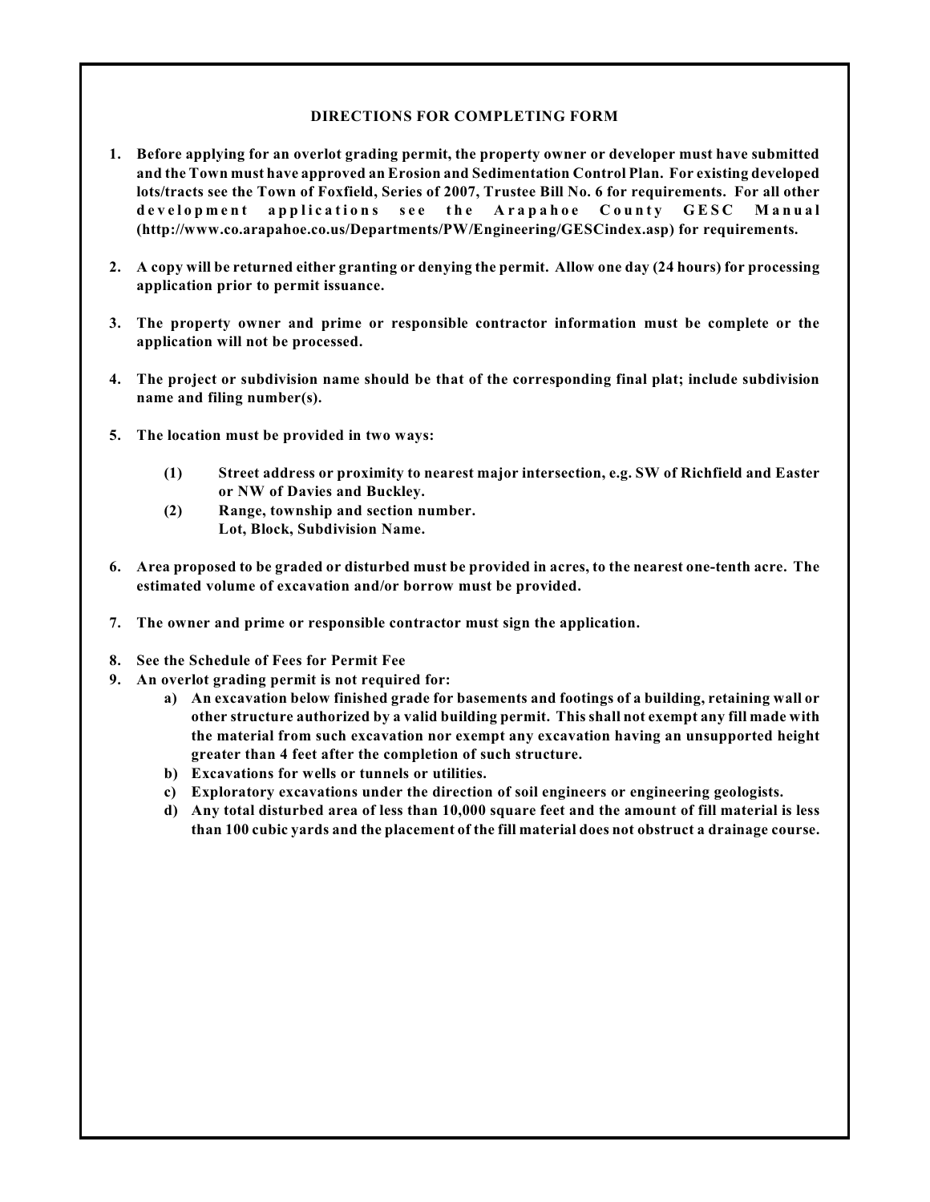**DIRECTIONS FOR COMPLETING FORM**

1. **Before applying for an overlot grading permit, the property owner or developer must have submitted and the Town must have approved an Erosion and Sedimentation Control Plan. For existing developed lots/tracts see the Town of Foxfield, Series of 2007, Trustee Bill No. 6 for requirements. For all other development applications see the Arapahoe County GESC Manual (http://www.co.arapahoe.co.us/Departments/PW/Engineering/GESCindex.asp) for requirements.**

2. **A copy will be returned either granting or denying the permit. Allow one day (24 hours) for processing application prior to permit issuance.**

3. **The property owner and prime or responsible contractor information must be complete or the application will not be processed.**

4. **The project or subdivision name should be that of the corresponding final plat; include subdivision name and filing number(s).**

5. **The location must be provided in two ways:**

   **(1) Street address or proximity to nearest major intersection, e.g. SW of Richfield and Easter or NW of Davies and Buckley.**
   **(2) Range, township and section number.**
   **Lot, Block, Subdivision Name.**

6. **Area proposed to be graded or disturbed must be provided in acres, to the nearest one-tenth acre. The estimated volume of excavation and/or borrow must be provided.**

7. **The owner and prime or responsible contractor must sign the application.**

8. **See the Schedule of Fees for Permit Fee**

9. **An overlot grading permit is not required for:**
   - **a) An excavation below finished grade for basements and footings of a building, retaining wall or other structure authorized by a valid building permit. This shall not exempt any fill made with the material from such excavation nor exempt any excavation having an unsupported height greater than 4 feet after the completion of such structure.**
   - **b) Excavations for wells or tunnels or utilities.**
   - **c) Exploratory excavations under the direction of soil engineers or engineering geologists.**
   - **d) Any total disturbed area of less than 10,000 square feet and the amount of fill material is less than 100 cubic yards and the placement of the fill material does not obstruct a drainage course.**